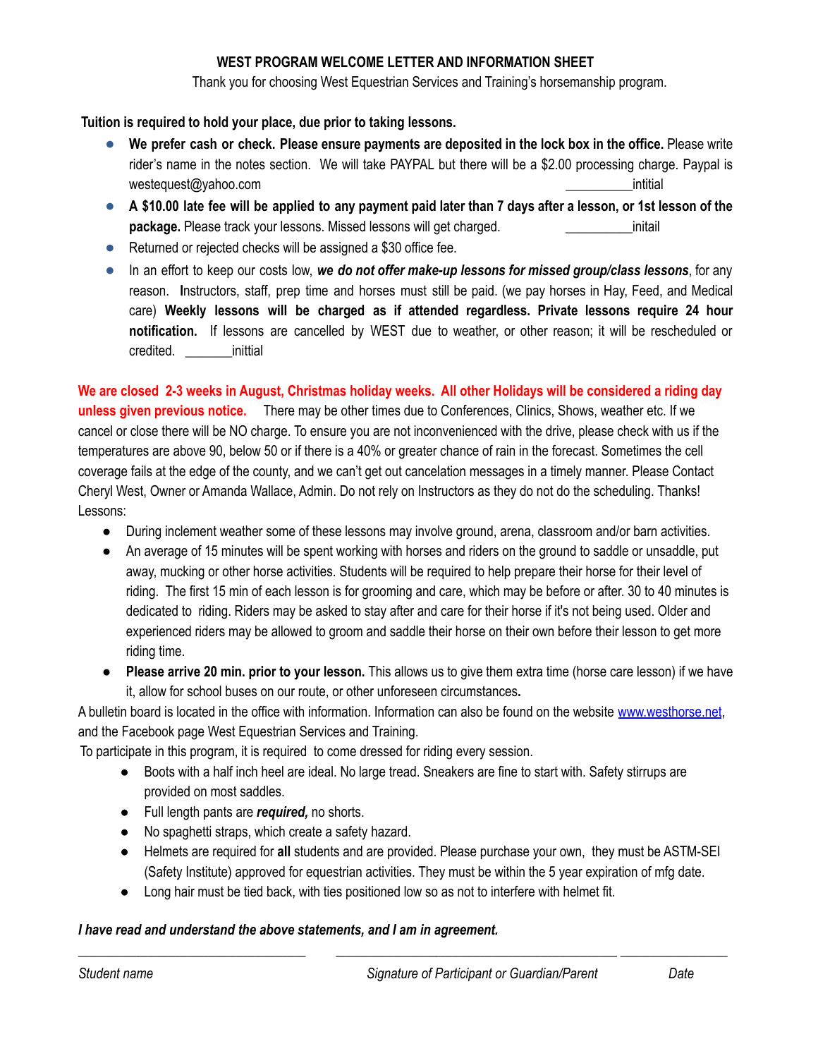**WEST PROGRAM WELCOME LETTER AND INFORMATION SHEET**

Thank you for choosing West Equestrian Services and Training's horsemanship program.

**Tuition is required to hold your place, due prior to taking lessons.**

- **We prefer cash or check. Please ensure payments are deposited in the lock box in the office.** Please write rider's name in the notes section. We will take PAYPAL but there will be a $2.00 processing charge. Paypal is westequest@yahoo.com __________intitial
- **A $10.00 late fee will be applied to any payment paid later than 7 days after a lesson, or 1st lesson of the package.** Please track your lessons. Missed lessons will get charged. __________initail
- Returned or rejected checks will be assigned a $30 office fee.
- In an effort to keep our costs low, ***we do not offer make-up lessons for missed group/class lessons***, for any reason. Instructors, staff, prep time and horses must still be paid. (we pay horses in Hay, Feed, and Medical care) **Weekly lessons will be charged as if attended regardless. Private lessons require 24 hour notification.** If lessons are cancelled by WEST due to weather, or other reason; it will be rescheduled or credited. _______inittial

**We are closed 2-3 weeks in August, Christmas holiday weeks. All other Holidays will be considered a riding day unless given previous notice.** There may be other times due to Conferences, Clinics, Shows, weather etc. If we cancel or close there will be NO charge. To ensure you are not inconvenienced with the drive, please check with us if the temperatures are above 90, below 50 or if there is a 40% or greater chance of rain in the forecast. Sometimes the cell coverage fails at the edge of the county, and we can't get out cancelation messages in a timely manner. Please Contact Cheryl West, Owner or Amanda Wallace, Admin. Do not rely on Instructors as they do not do the scheduling. Thanks!

Lessons:

- During inclement weather some of these lessons may involve ground, arena, classroom and/or barn activities.
- An average of 15 minutes will be spent working with horses and riders on the ground to saddle or unsaddle, put away, mucking or other horse activities. Students will be required to help prepare their horse for their level of riding. The first 15 min of each lesson is for grooming and care, which may be before or after. 30 to 40 minutes is dedicated to riding. Riders may be asked to stay after and care for their horse if it's not being used. Older and experienced riders may be allowed to groom and saddle their horse on their own before their lesson to get more riding time.
- **Please arrive 20 min. prior to your lesson.** This allows us to give them extra time (horse care lesson) if we have it, allow for school buses on our route, or other unforeseen circumstances**.**

A bulletin board is located in the office with information. Information can also be found on the website www.westhorse.net, and the Facebook page West Equestrian Services and Training.

To participate in this program, it is required to come dressed for riding every session.

- Boots with a half inch heel are ideal. No large tread. Sneakers are fine to start with. Safety stirrups are provided on most saddles.
- Full length pants are ***required,*** no shorts.
- No spaghetti straps, which create a safety hazard.
- Helmets are required for **all** students and are provided. Please purchase your own, they must be ASTM-SEI (Safety Institute) approved for equestrian activities. They must be within the 5 year expiration of mfg date.
- Long hair must be tied back, with ties positioned low so as not to interfere with helmet fit.

***I have read and understand the above statements, and I am in agreement.***

_________________________________ _________________________________________ _______________

*Student name* *Signature of Participant or Guardian/Parent* *Date*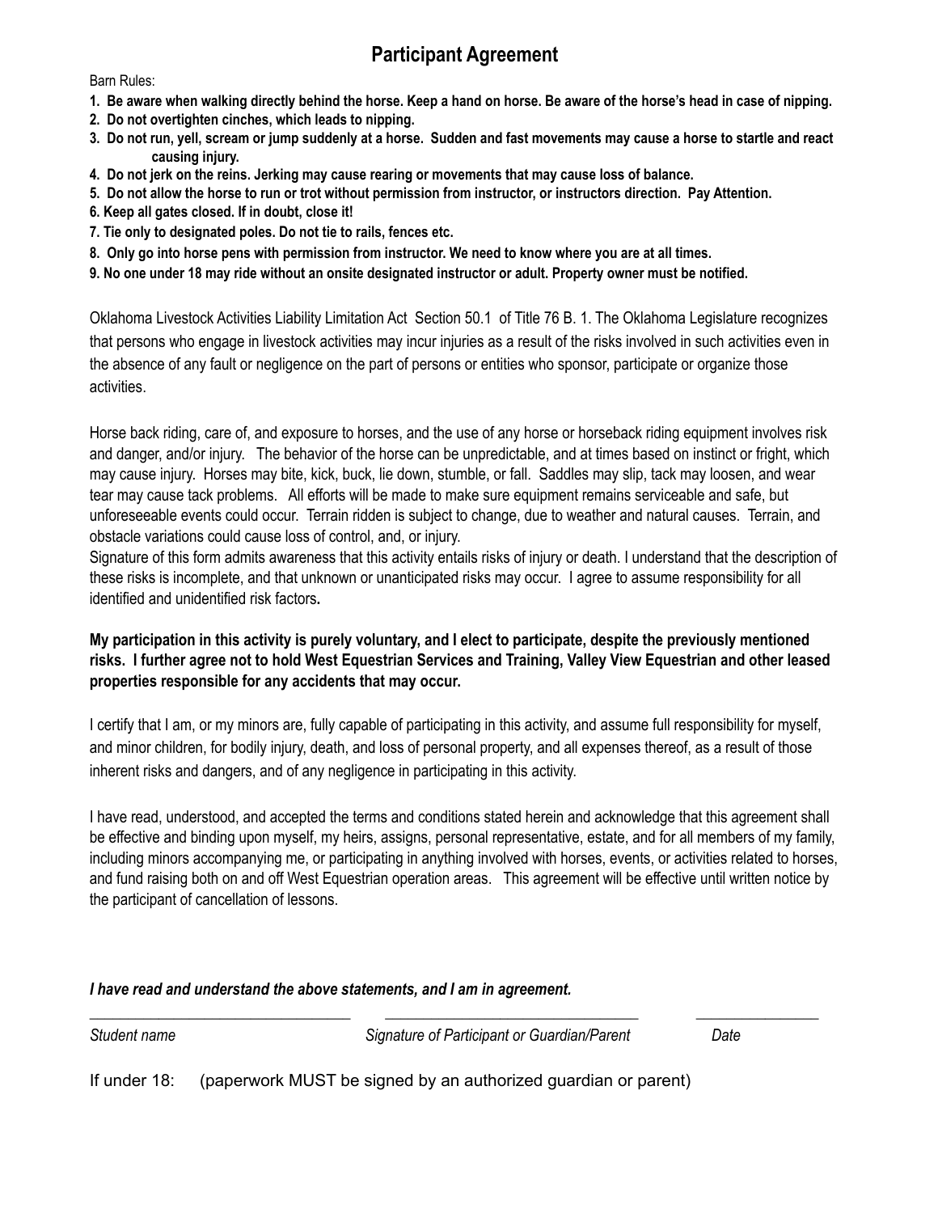# Participant Agreement

Barn Rules:

1. **Be aware when walking directly behind the horse. Keep a hand on horse. Be aware of the horse's head in case of nipping.**
2. **Do not overtighten cinches, which leads to nipping.**
3. **Do not run, yell, scream or jump suddenly at a horse. Sudden and fast movements may cause a horse to startle and react causing injury.**
4. **Do not jerk on the reins. Jerking may cause rearing or movements that may cause loss of balance.**
5. **Do not allow the horse to run or trot without permission from instructor, or instructors direction. Pay Attention.**
6. **Keep all gates closed. If in doubt, close it!**
7. **Tie only to designated poles. Do not tie to rails, fences etc.**
8. **Only go into horse pens with permission from instructor. We need to know where you are at all times.**
9. **No one under 18 may ride without an onsite designated instructor or adult. Property owner must be notified.**

Oklahoma Livestock Activities Liability Limitation Act Section 50.1 of Title 76 B. 1. The Oklahoma Legislature recognizes that persons who engage in livestock activities may incur injuries as a result of the risks involved in such activities even in the absence of any fault or negligence on the part of persons or entities who sponsor, participate or organize those activities.

Horse back riding, care of, and exposure to horses, and the use of any horse or horseback riding equipment involves risk and danger, and/or injury. The behavior of the horse can be unpredictable, and at times based on instinct or fright, which may cause injury. Horses may bite, kick, buck, lie down, stumble, or fall. Saddles may slip, tack may loosen, and wear tear may cause tack problems. All efforts will be made to make sure equipment remains serviceable and safe, but unforeseeable events could occur. Terrain ridden is subject to change, due to weather and natural causes. Terrain, and obstacle variations could cause loss of control, and, or injury.
Signature of this form admits awareness that this activity entails risks of injury or death. I understand that the description of these risks is incomplete, and that unknown or unanticipated risks may occur. I agree to assume responsibility for all identified and unidentified risk factors**.**

**My participation in this activity is purely voluntary, and I elect to participate, despite the previously mentioned risks. I further agree not to hold West Equestrian Services and Training, Valley View Equestrian and other leased properties responsible for any accidents that may occur.**

I certify that I am, or my minors are, fully capable of participating in this activity, and assume full responsibility for myself, and minor children, for bodily injury, death, and loss of personal property, and all expenses thereof, as a result of those inherent risks and dangers, and of any negligence in participating in this activity.

I have read, understood, and accepted the terms and conditions stated herein and acknowledge that this agreement shall be effective and binding upon myself, my heirs, assigns, personal representative, estate, and for all members of my family, including minors accompanying me, or participating in anything involved with horses, events, or activities related to horses, and fund raising both on and off West Equestrian operation areas. This agreement will be effective until written notice by the participant of cancellation of lessons.

***I have read and understand the above statements, and I am in agreement.***

_______________________________ _______________________________ _______________

*Student name* *Signature of Participant or Guardian/Parent* *Date*

If under 18: (paperwork MUST be signed by an authorized guardian or parent)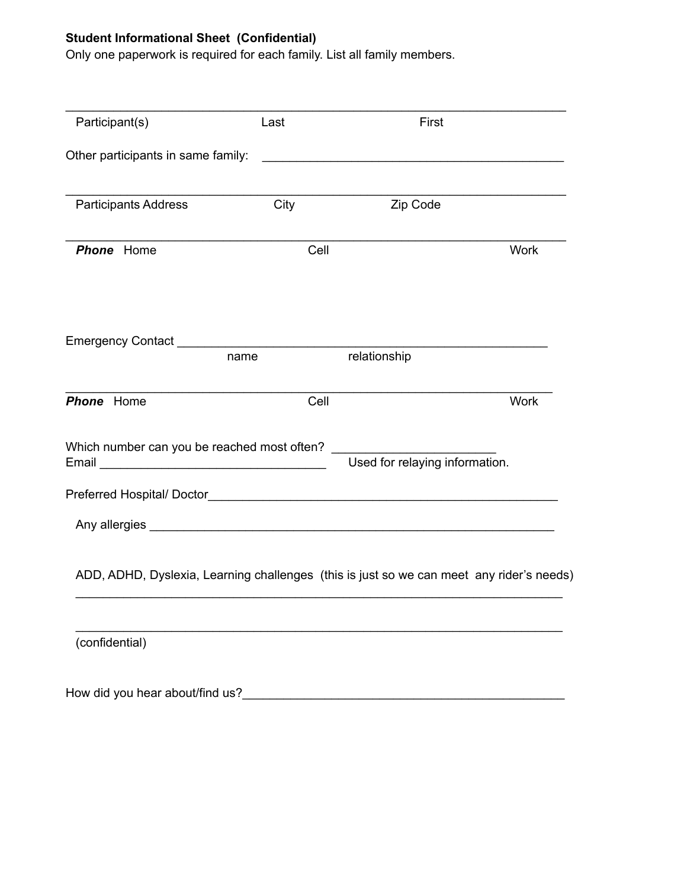**Student Informational Sheet (Confidential)**
Only one paperwork is required for each family. List all family members.

\_\_\_\_\_\_\_\_\_\_\_\_\_\_\_\_\_\_\_\_\_\_\_\_\_\_\_\_\_\_\_\_\_\_\_\_\_\_\_\_\_\_\_\_\_\_\_\_\_\_\_\_\_\_\_\_\_\_\_\_\_\_\_\_\_\_\_\_\_\_\_\_\_
Participant(s) Last First

Other participants in same family: \_\_\_\_\_\_\_\_\_\_\_\_\_\_\_\_\_\_\_\_\_\_\_\_\_\_\_\_\_\_\_\_\_\_\_\_\_\_\_\_\_\_\_\_

\_\_\_\_\_\_\_\_\_\_\_\_\_\_\_\_\_\_\_\_\_\_\_\_\_\_\_\_\_\_\_\_\_\_\_\_\_\_\_\_\_\_\_\_\_\_\_\_\_\_\_\_\_\_\_\_\_\_\_\_\_\_\_\_\_\_\_\_\_\_\_\_\_
Participants Address City Zip Code

\_\_\_\_\_\_\_\_\_\_\_\_\_\_\_\_\_\_\_\_\_\_\_\_\_\_\_\_\_\_\_\_\_\_\_\_\_\_\_\_\_\_\_\_\_\_\_\_\_\_\_\_\_\_\_\_\_\_\_\_\_\_\_\_\_\_\_\_\_\_\_\_\_
***Phone*** Home Cell Work

Emergency Contact \_\_\_\_\_\_\_\_\_\_\_\_\_\_\_\_\_\_\_\_\_\_\_\_\_\_\_\_\_\_\_\_\_\_\_\_\_\_\_\_\_\_\_\_\_\_\_\_\_\_\_\_\_\_\_
name relationship

\_\_\_\_\_\_\_\_\_\_\_\_\_\_\_\_\_\_\_\_\_\_\_\_\_\_\_\_\_\_\_\_\_\_\_\_\_\_\_\_\_\_\_\_\_\_\_\_\_\_\_\_\_\_\_\_\_\_\_\_\_\_\_\_\_\_\_\_\_\_\_
***Phone*** Home Cell Work

Which number can you be reached most often? \_\_\_\_\_\_\_\_\_\_\_\_\_\_\_\_\_\_\_\_\_\_\_\_\_
Email \_\_\_\_\_\_\_\_\_\_\_\_\_\_\_\_\_\_\_\_\_\_\_\_\_\_\_\_\_\_\_\_\_\_\_ Used for relaying information.

Preferred Hospital/ Doctor\_\_\_\_\_\_\_\_\_\_\_\_\_\_\_\_\_\_\_\_\_\_\_\_\_\_\_\_\_\_\_\_\_\_\_\_\_\_\_\_\_\_\_\_\_\_\_\_\_\_\_\_

Any allergies \_\_\_\_\_\_\_\_\_\_\_\_\_\_\_\_\_\_\_\_\_\_\_\_\_\_\_\_\_\_\_\_\_\_\_\_\_\_\_\_\_\_\_\_\_\_\_\_\_\_\_\_\_\_\_\_\_\_\_\_

ADD, ADHD, Dyslexia, Learning challenges (this is just so we can meet any rider's needs)
\_\_\_\_\_\_\_\_\_\_\_\_\_\_\_\_\_\_\_\_\_\_\_\_\_\_\_\_\_\_\_\_\_\_\_\_\_\_\_\_\_\_\_\_\_\_\_\_\_\_\_\_\_\_\_\_\_\_\_\_\_\_\_\_\_\_\_\_\_\_\_

\_\_\_\_\_\_\_\_\_\_\_\_\_\_\_\_\_\_\_\_\_\_\_\_\_\_\_\_\_\_\_\_\_\_\_\_\_\_\_\_\_\_\_\_\_\_\_\_\_\_\_\_\_\_\_\_\_\_\_\_\_\_\_\_\_\_\_\_\_\_\_
(confidential)

How did you hear about/find us?\_\_\_\_\_\_\_\_\_\_\_\_\_\_\_\_\_\_\_\_\_\_\_\_\_\_\_\_\_\_\_\_\_\_\_\_\_\_\_\_\_\_\_\_\_\_\_\_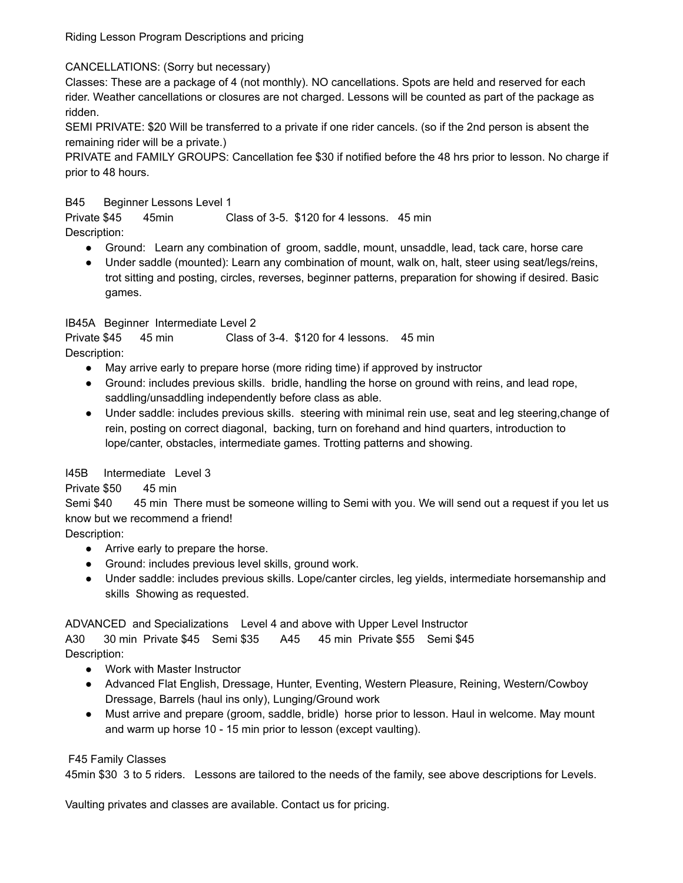Riding Lesson Program Descriptions and pricing

CANCELLATIONS: (Sorry but necessary)

Classes: These are a package of 4 (not monthly). NO cancellations. Spots are held and reserved for each rider. Weather cancellations or closures are not charged. Lessons will be counted as part of the package as ridden.

SEMI PRIVATE: $20 Will be transferred to a private if one rider cancels. (so if the 2nd person is absent the remaining rider will be a private.)

PRIVATE and FAMILY GROUPS: Cancellation fee $30 if notified before the 48 hrs prior to lesson. No charge if prior to 48 hours.

B45 Beginner Lessons Level 1

Private $45 45min Class of 3-5. $120 for 4 lessons. 45 min

Description:

- Ground: Learn any combination of groom, saddle, mount, unsaddle, lead, tack care, horse care
- Under saddle (mounted): Learn any combination of mount, walk on, halt, steer using seat/legs/reins, trot sitting and posting, circles, reverses, beginner patterns, preparation for showing if desired. Basic games.

IB45A Beginner Intermediate Level 2

Private $45 45 min Class of 3-4. $120 for 4 lessons. 45 min

Description:

- May arrive early to prepare horse (more riding time) if approved by instructor
- Ground: includes previous skills. bridle, handling the horse on ground with reins, and lead rope, saddling/unsaddling independently before class as able.
- Under saddle: includes previous skills. steering with minimal rein use, seat and leg steering,change of rein, posting on correct diagonal, backing, turn on forehand and hind quarters, introduction to lope/canter, obstacles, intermediate games. Trotting patterns and showing.

I45B Intermediate Level 3

Private $50 45 min

Semi $40 45 min There must be someone willing to Semi with you. We will send out a request if you let us know but we recommend a friend!

Description:

- Arrive early to prepare the horse.
- Ground: includes previous level skills, ground work.
- Under saddle: includes previous skills. Lope/canter circles, leg yields, intermediate horsemanship and skills Showing as requested.

ADVANCED and Specializations Level 4 and above with Upper Level Instructor

A30 30 min Private $45 Semi $35 A45 45 min Private $55 Semi $45

Description:

- Work with Master Instructor
- Advanced Flat English, Dressage, Hunter, Eventing, Western Pleasure, Reining, Western/Cowboy Dressage, Barrels (haul ins only), Lunging/Ground work
- Must arrive and prepare (groom, saddle, bridle) horse prior to lesson. Haul in welcome. May mount and warm up horse 10 - 15 min prior to lesson (except vaulting).

F45 Family Classes

45min $30 3 to 5 riders. Lessons are tailored to the needs of the family, see above descriptions for Levels.

Vaulting privates and classes are available. Contact us for pricing.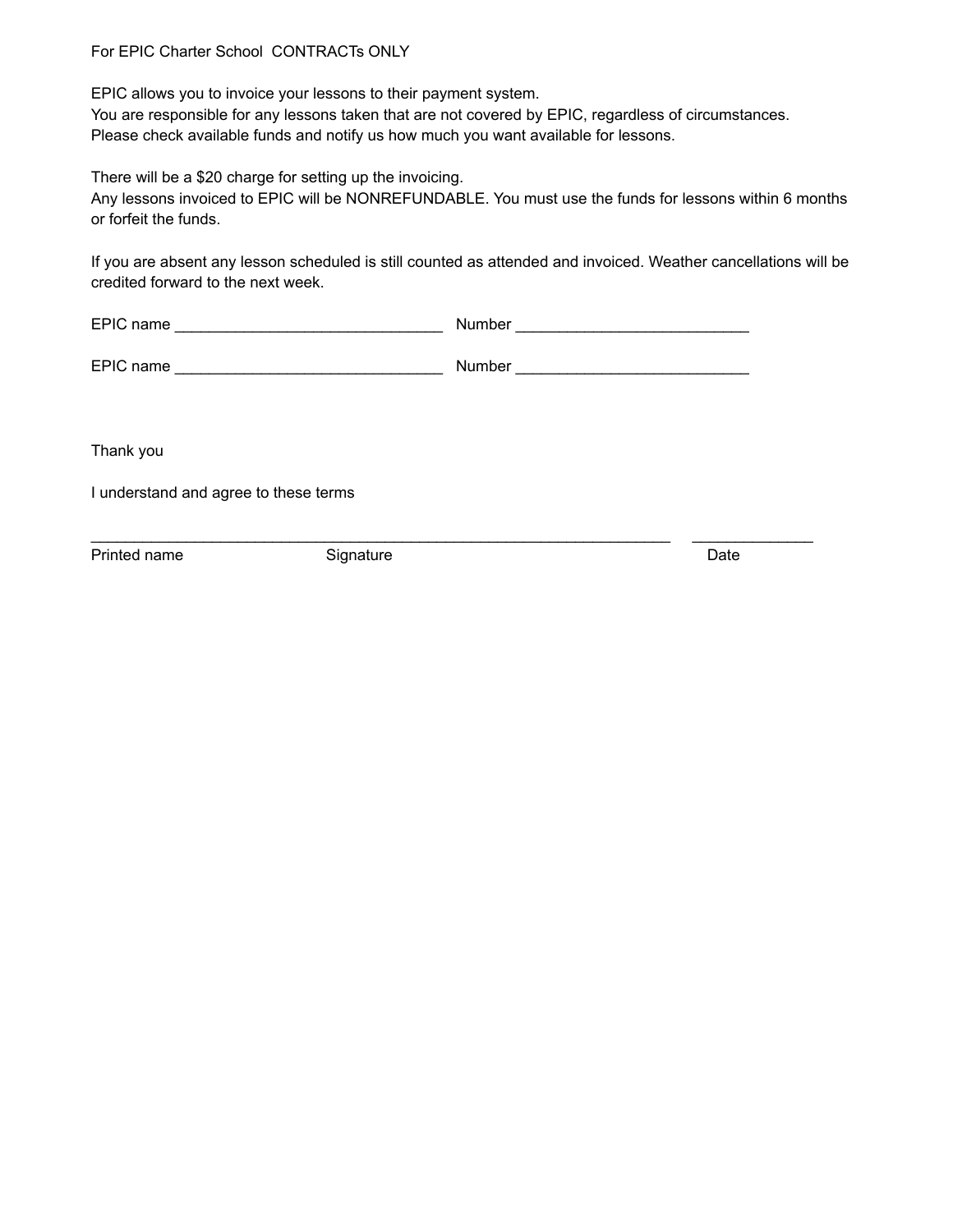For EPIC Charter School CONTRACTs ONLY

EPIC allows you to invoice your lessons to their payment system.
You are responsible for any lessons taken that are not covered by EPIC, regardless of circumstances.
Please check available funds and notify us how much you want available for lessons.

There will be a $20 charge for setting up the invoicing.
Any lessons invoiced to EPIC will be NONREFUNDABLE. You must use the funds for lessons within 6 months or forfeit the funds.

If you are absent any lesson scheduled is still counted as attended and invoiced. Weather cancellations will be credited forward to the next week.

EPIC name ______________________________ Number __________________________

EPIC name ______________________________ Number __________________________

Thank you

I understand and agree to these terms

_________________________________________________________________ _____________
Printed name Signature Date